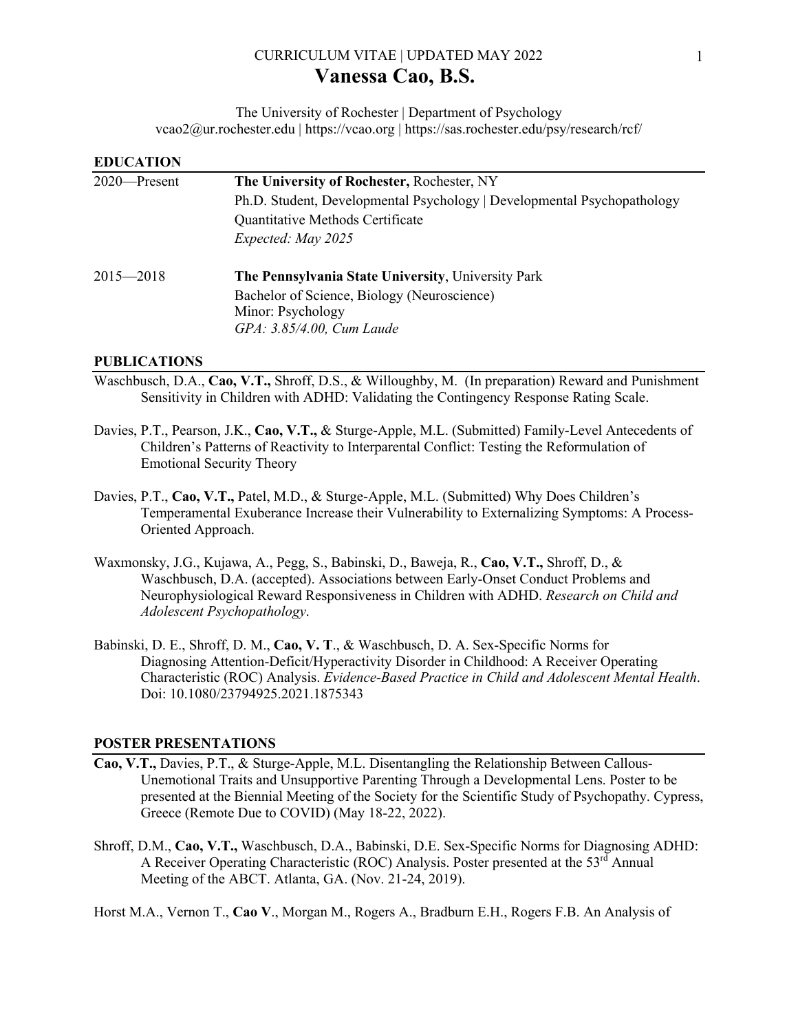CURRICULUM VITAE | UPDATED MAY 2022

# Vanessa Cao, B.S.

The University of Rochester | Department of Psychology
vcao2@ur.rochester.edu | https://vcao.org | https://sas.rochester.edu/psy/research/rcf/

## EDUCATION

2020—Present **The University of Rochester,** Rochester, NY
Ph.D. Student, Developmental Psychology | Developmental Psychopathology
Quantitative Methods Certificate
*Expected: May 2025*

2015—2018 **The Pennsylvania State University**, University Park
Bachelor of Science, Biology (Neuroscience)
Minor: Psychology
*GPA: 3.85/4.00, Cum Laude*

## PUBLICATIONS

Waschbusch, D.A., **Cao, V.T.,** Shroff, D.S., & Willoughby, M. (In preparation) Reward and Punishment Sensitivity in Children with ADHD: Validating the Contingency Response Rating Scale.

Davies, P.T., Pearson, J.K., **Cao, V.T.,** & Sturge-Apple, M.L. (Submitted) Family-Level Antecedents of Children's Patterns of Reactivity to Interparental Conflict: Testing the Reformulation of Emotional Security Theory

Davies, P.T., **Cao, V.T.,** Patel, M.D., & Sturge-Apple, M.L. (Submitted) Why Does Children's Temperamental Exuberance Increase their Vulnerability to Externalizing Symptoms: A Process-Oriented Approach.

Waxmonsky, J.G., Kujawa, A., Pegg, S., Babinski, D., Baweja, R., **Cao, V.T.,** Shroff, D., & Waschbusch, D.A. (accepted). Associations between Early-Onset Conduct Problems and Neurophysiological Reward Responsiveness in Children with ADHD. *Research on Child and Adolescent Psychopathology*.

Babinski, D. E., Shroff, D. M., **Cao, V. T**., & Waschbusch, D. A. Sex-Specific Norms for Diagnosing Attention-Deficit/Hyperactivity Disorder in Childhood: A Receiver Operating Characteristic (ROC) Analysis. *Evidence-Based Practice in Child and Adolescent Mental Health*. Doi: 10.1080/23794925.2021.1875343

## POSTER PRESENTATIONS

**Cao, V.T.,** Davies, P.T., & Sturge-Apple, M.L. Disentangling the Relationship Between Callous-Unemotional Traits and Unsupportive Parenting Through a Developmental Lens. Poster to be presented at the Biennial Meeting of the Society for the Scientific Study of Psychopathy. Cypress, Greece (Remote Due to COVID) (May 18-22, 2022).

Shroff, D.M., **Cao, V.T.,** Waschbusch, D.A., Babinski, D.E. Sex-Specific Norms for Diagnosing ADHD: A Receiver Operating Characteristic (ROC) Analysis. Poster presented at the 53rd Annual Meeting of the ABCT. Atlanta, GA. (Nov. 21-24, 2019).

Horst M.A., Vernon T., **Cao V**., Morgan M., Rogers A., Bradburn E.H., Rogers F.B. An Analysis of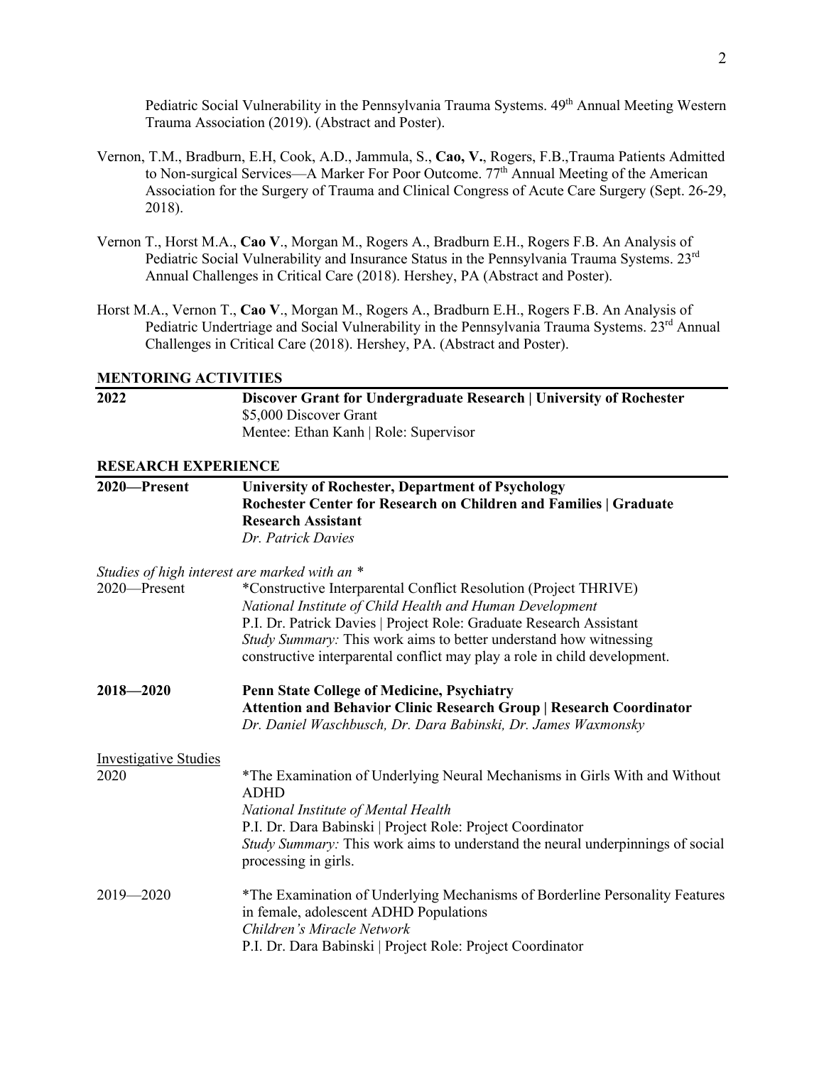Pediatric Social Vulnerability in the Pennsylvania Trauma Systems. 49th Annual Meeting Western Trauma Association (2019). (Abstract and Poster).

Vernon, T.M., Bradburn, E.H, Cook, A.D., Jammula, S., **Cao, V.**, Rogers, F.B.,Trauma Patients Admitted to Non-surgical Services—A Marker For Poor Outcome. 77th Annual Meeting of the American Association for the Surgery of Trauma and Clinical Congress of Acute Care Surgery (Sept. 26-29, 2018).

Vernon T., Horst M.A., **Cao V**., Morgan M., Rogers A., Bradburn E.H., Rogers F.B. An Analysis of Pediatric Social Vulnerability and Insurance Status in the Pennsylvania Trauma Systems. 23rd Annual Challenges in Critical Care (2018). Hershey, PA (Abstract and Poster).

Horst M.A., Vernon T., **Cao V**., Morgan M., Rogers A., Bradburn E.H., Rogers F.B. An Analysis of Pediatric Undertriage and Social Vulnerability in the Pennsylvania Trauma Systems. 23rd Annual Challenges in Critical Care (2018). Hershey, PA. (Abstract and Poster).

## MENTORING ACTIVITIES

**2022** — **Discover Grant for Undergraduate Research | University of Rochester**
$5,000 Discover Grant
Mentee: Ethan Kanh | Role: Supervisor

## RESEARCH EXPERIENCE

**2020—Present** — **University of Rochester, Department of Psychology**
**Rochester Center for Research on Children and Families | Graduate Research Assistant**
*Dr. Patrick Davies*

*Studies of high interest are marked with an **

2020—Present — *Constructive Interparental Conflict Resolution (Project THRIVE)
*National Institute of Child Health and Human Development*
P.I. Dr. Patrick Davies | Project Role: Graduate Research Assistant
*Study Summary:* This work aims to better understand how witnessing constructive interparental conflict may play a role in child development.

**2018—2020** — **Penn State College of Medicine, Psychiatry**
**Attention and Behavior Clinic Research Group | Research Coordinator**
*Dr. Daniel Waschbusch, Dr. Dara Babinski, Dr. James Waxmonsky*

Investigative Studies

2020 — *The Examination of Underlying Neural Mechanisms in Girls With and Without ADHD
*National Institute of Mental Health*
P.I. Dr. Dara Babinski | Project Role: Project Coordinator
*Study Summary:* This work aims to understand the neural underpinnings of social processing in girls.

2019—2020 — *The Examination of Underlying Mechanisms of Borderline Personality Features in female, adolescent ADHD Populations
*Children's Miracle Network*
P.I. Dr. Dara Babinski | Project Role: Project Coordinator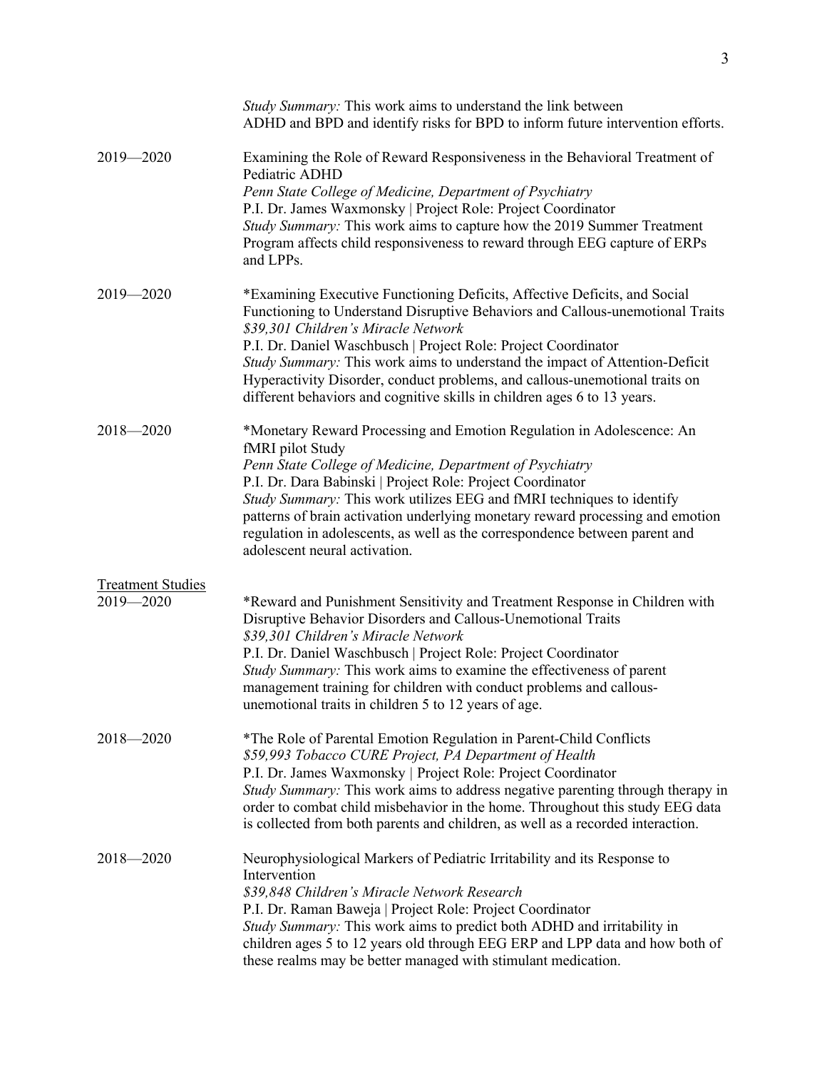*Study Summary:* This work aims to understand the link between ADHD and BPD and identify risks for BPD to inform future intervention efforts.

2019—2020

Examining the Role of Reward Responsiveness in the Behavioral Treatment of Pediatric ADHD
*Penn State College of Medicine, Department of Psychiatry*
P.I. Dr. James Waxmonsky | Project Role: Project Coordinator
*Study Summary:* This work aims to capture how the 2019 Summer Treatment Program affects child responsiveness to reward through EEG capture of ERPs and LPPs.

2019—2020

*Examining Executive Functioning Deficits, Affective Deficits, and Social Functioning to Understand Disruptive Behaviors and Callous-unemotional Traits
*$39,301 Children's Miracle Network*
P.I. Dr. Daniel Waschbusch | Project Role: Project Coordinator
*Study Summary:* This work aims to understand the impact of Attention-Deficit Hyperactivity Disorder, conduct problems, and callous-unemotional traits on different behaviors and cognitive skills in children ages 6 to 13 years.

2018—2020

*Monetary Reward Processing and Emotion Regulation in Adolescence: An fMRI pilot Study
*Penn State College of Medicine, Department of Psychiatry*
P.I. Dr. Dara Babinski | Project Role: Project Coordinator
*Study Summary:* This work utilizes EEG and fMRI techniques to identify patterns of brain activation underlying monetary reward processing and emotion regulation in adolescents, as well as the correspondence between parent and adolescent neural activation.

<u>Treatment Studies</u>

2019—2020

*Reward and Punishment Sensitivity and Treatment Response in Children with Disruptive Behavior Disorders and Callous-Unemotional Traits
*$39,301 Children's Miracle Network*
P.I. Dr. Daniel Waschbusch | Project Role: Project Coordinator
*Study Summary:* This work aims to examine the effectiveness of parent management training for children with conduct problems and callous-unemotional traits in children 5 to 12 years of age.

2018—2020

*The Role of Parental Emotion Regulation in Parent-Child Conflicts
*$59,993 Tobacco CURE Project, PA Department of Health*
P.I. Dr. James Waxmonsky | Project Role: Project Coordinator
*Study Summary:* This work aims to address negative parenting through therapy in order to combat child misbehavior in the home. Throughout this study EEG data is collected from both parents and children, as well as a recorded interaction.

2018—2020

Neurophysiological Markers of Pediatric Irritability and its Response to Intervention
*$39,848 Children's Miracle Network Research*
P.I. Dr. Raman Baweja | Project Role: Project Coordinator
*Study Summary:* This work aims to predict both ADHD and irritability in children ages 5 to 12 years old through EEG ERP and LPP data and how both of these realms may be better managed with stimulant medication.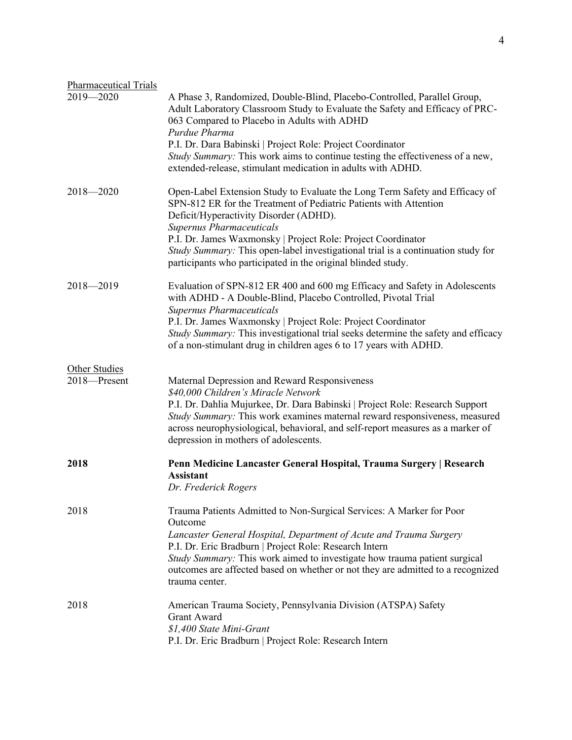Pharmaceutical Trials

2019—2020 A Phase 3, Randomized, Double-Blind, Placebo-Controlled, Parallel Group, Adult Laboratory Classroom Study to Evaluate the Safety and Efficacy of PRC-063 Compared to Placebo in Adults with ADHD
*Purdue Pharma*
P.I. Dr. Dara Babinski | Project Role: Project Coordinator
*Study Summary:* This work aims to continue testing the effectiveness of a new, extended-release, stimulant medication in adults with ADHD.

2018—2020 Open-Label Extension Study to Evaluate the Long Term Safety and Efficacy of SPN-812 ER for the Treatment of Pediatric Patients with Attention Deficit/Hyperactivity Disorder (ADHD).
*Supernus Pharmaceuticals*
P.I. Dr. James Waxmonsky | Project Role: Project Coordinator
*Study Summary:* This open-label investigational trial is a continuation study for participants who participated in the original blinded study.

2018—2019 Evaluation of SPN-812 ER 400 and 600 mg Efficacy and Safety in Adolescents with ADHD - A Double-Blind, Placebo Controlled, Pivotal Trial
*Supernus Pharmaceuticals*
P.I. Dr. James Waxmonsky | Project Role: Project Coordinator
*Study Summary:* This investigational trial seeks determine the safety and efficacy of a non-stimulant drug in children ages 6 to 17 years with ADHD.

Other Studies

2018—Present Maternal Depression and Reward Responsiveness
*$40,000 Children's Miracle Network*
P.I. Dr. Dahlia Mujurkee, Dr. Dara Babinski | Project Role: Research Support
*Study Summary:* This work examines maternal reward responsiveness, measured across neurophysiological, behavioral, and self-report measures as a marker of depression in mothers of adolescents.

**2018 Penn Medicine Lancaster General Hospital, Trauma Surgery | Research Assistant**
*Dr. Frederick Rogers*

2018 Trauma Patients Admitted to Non-Surgical Services: A Marker for Poor Outcome
*Lancaster General Hospital, Department of Acute and Trauma Surgery*
P.I. Dr. Eric Bradburn | Project Role: Research Intern
*Study Summary:* This work aimed to investigate how trauma patient surgical outcomes are affected based on whether or not they are admitted to a recognized trauma center.

2018 American Trauma Society, Pennsylvania Division (ATSPA) Safety Grant Award
*$1,400 State Mini-Grant*
P.I. Dr. Eric Bradburn | Project Role: Research Intern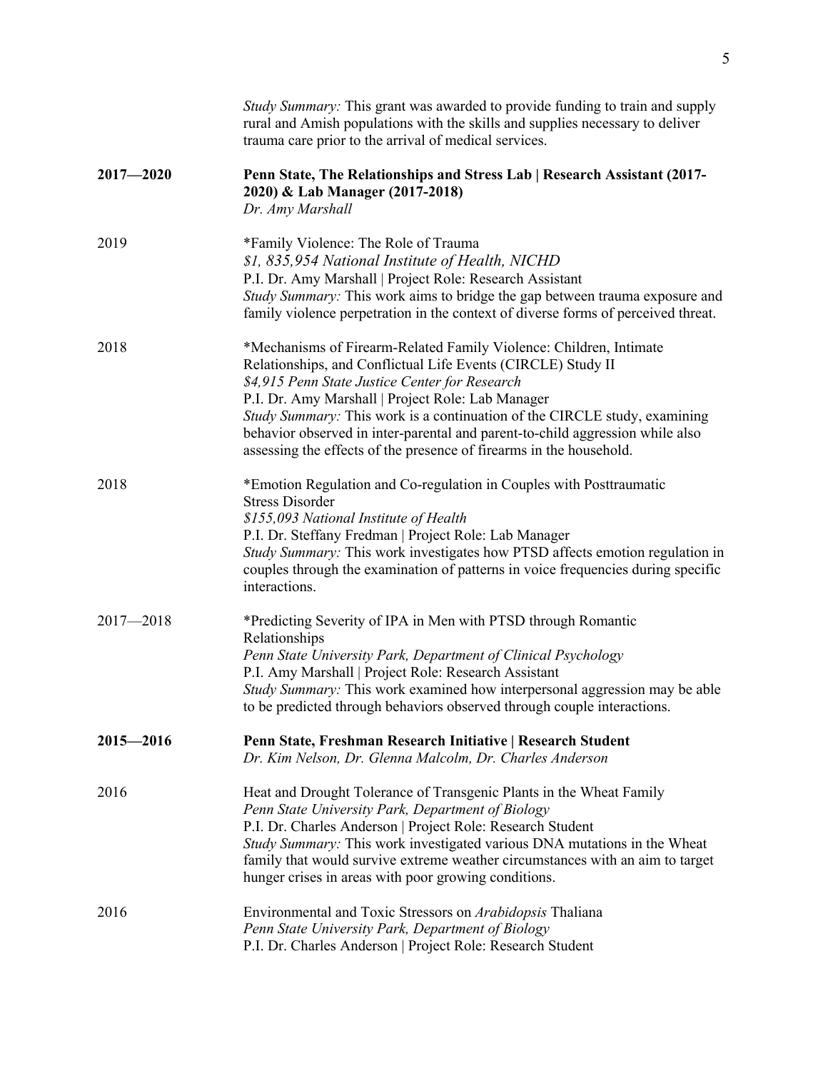*Study Summary:* This grant was awarded to provide funding to train and supply rural and Amish populations with the skills and supplies necessary to deliver trauma care prior to the arrival of medical services.

**2017—2020** **Penn State, The Relationships and Stress Lab | Research Assistant (2017-2020) & Lab Manager (2017-2018)**
*Dr. Amy Marshall*

2019 *Family Violence: The Role of Trauma
*$1, 835,954 National Institute of Health, NICHD*
P.I. Dr. Amy Marshall | Project Role: Research Assistant
*Study Summary:* This work aims to bridge the gap between trauma exposure and family violence perpetration in the context of diverse forms of perceived threat.

2018 *Mechanisms of Firearm-Related Family Violence: Children, Intimate Relationships, and Conflictual Life Events (CIRCLE) Study II
*$4,915 Penn State Justice Center for Research*
P.I. Dr. Amy Marshall | Project Role: Lab Manager
*Study Summary:* This work is a continuation of the CIRCLE study, examining behavior observed in inter-parental and parent-to-child aggression while also assessing the effects of the presence of firearms in the household.

2018 *Emotion Regulation and Co-regulation in Couples with Posttraumatic Stress Disorder
*$155,093 National Institute of Health*
P.I. Dr. Steffany Fredman | Project Role: Lab Manager
*Study Summary:* This work investigates how PTSD affects emotion regulation in couples through the examination of patterns in voice frequencies during specific interactions.

2017—2018 *Predicting Severity of IPA in Men with PTSD through Romantic Relationships
*Penn State University Park, Department of Clinical Psychology*
P.I. Amy Marshall | Project Role: Research Assistant
*Study Summary:* This work examined how interpersonal aggression may be able to be predicted through behaviors observed through couple interactions.

**2015—2016** **Penn State, Freshman Research Initiative | Research Student**
*Dr. Kim Nelson, Dr. Glenna Malcolm, Dr. Charles Anderson*

2016 Heat and Drought Tolerance of Transgenic Plants in the Wheat Family
*Penn State University Park, Department of Biology*
P.I. Dr. Charles Anderson | Project Role: Research Student
*Study Summary:* This work investigated various DNA mutations in the Wheat family that would survive extreme weather circumstances with an aim to target hunger crises in areas with poor growing conditions.

2016 Environmental and Toxic Stressors on *Arabidopsis* Thaliana
*Penn State University Park, Department of Biology*
P.I. Dr. Charles Anderson | Project Role: Research Student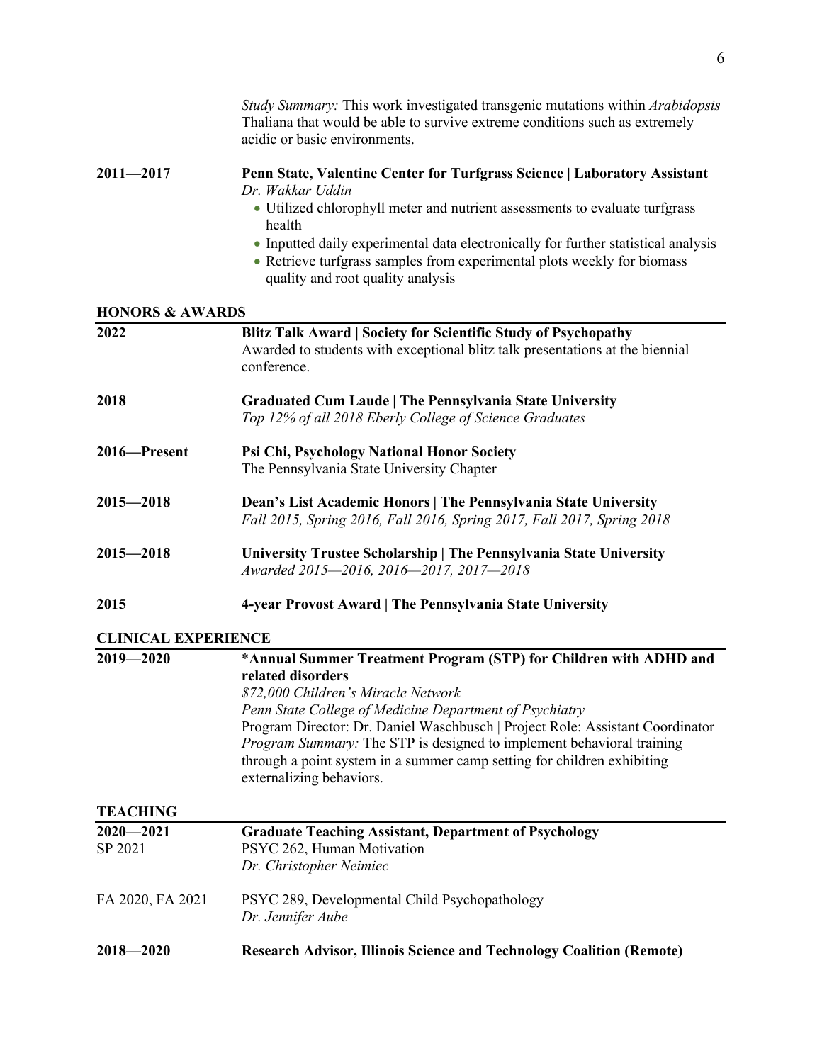*Study Summary:* This work investigated transgenic mutations within *Arabidopsis* Thaliana that would be able to survive extreme conditions such as extremely acidic or basic environments.

**2011—2017** **Penn State, Valentine Center for Turfgrass Science | Laboratory Assistant**
*Dr. Wakkar Uddin*

- Utilized chlorophyll meter and nutrient assessments to evaluate turfgrass health
- Inputted daily experimental data electronically for further statistical analysis
- Retrieve turfgrass samples from experimental plots weekly for biomass quality and root quality analysis

## HONORS & AWARDS

**2022** **Blitz Talk Award | Society for Scientific Study of Psychopathy**
Awarded to students with exceptional blitz talk presentations at the biennial conference.

**2018** **Graduated Cum Laude | The Pennsylvania State University**
*Top 12% of all 2018 Eberly College of Science Graduates*

**2016—Present** **Psi Chi, Psychology National Honor Society**
The Pennsylvania State University Chapter

**2015—2018** **Dean's List Academic Honors | The Pennsylvania State University**
*Fall 2015, Spring 2016, Fall 2016, Spring 2017, Fall 2017, Spring 2018*

**2015—2018** **University Trustee Scholarship | The Pennsylvania State University**
*Awarded 2015—2016, 2016—2017, 2017—2018*

**2015** **4-year Provost Award | The Pennsylvania State University**

## CLINICAL EXPERIENCE

**2019—2020** *__Annual Summer Treatment Program (STP) for Children with ADHD and related disorders__
*$72,000 Children's Miracle Network*
*Penn State College of Medicine Department of Psychiatry*
Program Director: Dr. Daniel Waschbusch | Project Role: Assistant Coordinator
*Program Summary:* The STP is designed to implement behavioral training through a point system in a summer camp setting for children exhibiting externalizing behaviors.

## TEACHING

**2020—2021** **Graduate Teaching Assistant, Department of Psychology**

SP 2021 PSYC 262, Human Motivation
*Dr. Christopher Neimiec*

FA 2020, FA 2021 PSYC 289, Developmental Child Psychopathology
*Dr. Jennifer Aube*

**2018—2020** **Research Advisor, Illinois Science and Technology Coalition (Remote)**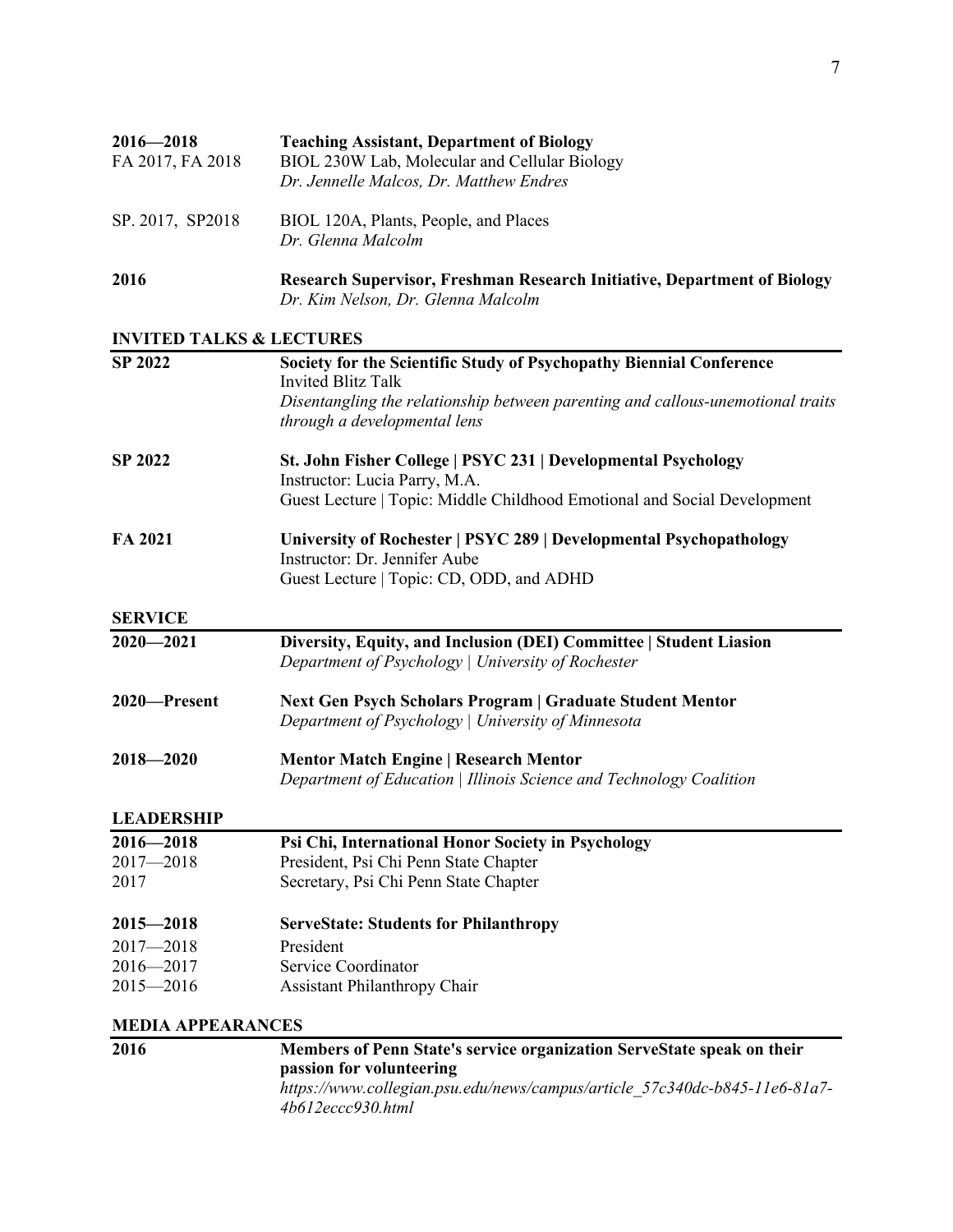**2016—2018** **Teaching Assistant, Department of Biology**

FA 2017, FA 2018 BIOL 230W Lab, Molecular and Cellular Biology
*Dr. Jennelle Malcos, Dr. Matthew Endres*

SP. 2017, SP2018 BIOL 120A, Plants, People, and Places
*Dr. Glenna Malcolm*

**2016** **Research Supervisor, Freshman Research Initiative, Department of Biology**
*Dr. Kim Nelson, Dr. Glenna Malcolm*

## INVITED TALKS & LECTURES

**SP 2022** **Society for the Scientific Study of Psychopathy Biennial Conference**
Invited Blitz Talk
*Disentangling the relationship between parenting and callous-unemotional traits through a developmental lens*

**SP 2022** **St. John Fisher College | PSYC 231 | Developmental Psychology**
Instructor: Lucia Parry, M.A.
Guest Lecture | Topic: Middle Childhood Emotional and Social Development

**FA 2021** **University of Rochester | PSYC 289 | Developmental Psychopathology**
Instructor: Dr. Jennifer Aube
Guest Lecture | Topic: CD, ODD, and ADHD

## SERVICE

**2020—2021** **Diversity, Equity, and Inclusion (DEI) Committee | Student Liasion**
*Department of Psychology | University of Rochester*

**2020—Present** **Next Gen Psych Scholars Program | Graduate Student Mentor**
*Department of Psychology | University of Minnesota*

**2018—2020** **Mentor Match Engine | Research Mentor**
*Department of Education | Illinois Science and Technology Coalition*

## LEADERSHIP

**2016—2018** **Psi Chi, International Honor Society in Psychology**
2017—2018 President, Psi Chi Penn State Chapter
2017 Secretary, Psi Chi Penn State Chapter

**2015—2018** **ServeState: Students for Philanthropy**
2017—2018 President
2016—2017 Service Coordinator
2015—2016 Assistant Philanthropy Chair

## MEDIA APPEARANCES

**2016** **Members of Penn State's service organization ServeState speak on their passion for volunteering**
*https://www.collegian.psu.edu/news/campus/article_57c340dc-b845-11e6-81a7-4b612eccc930.html*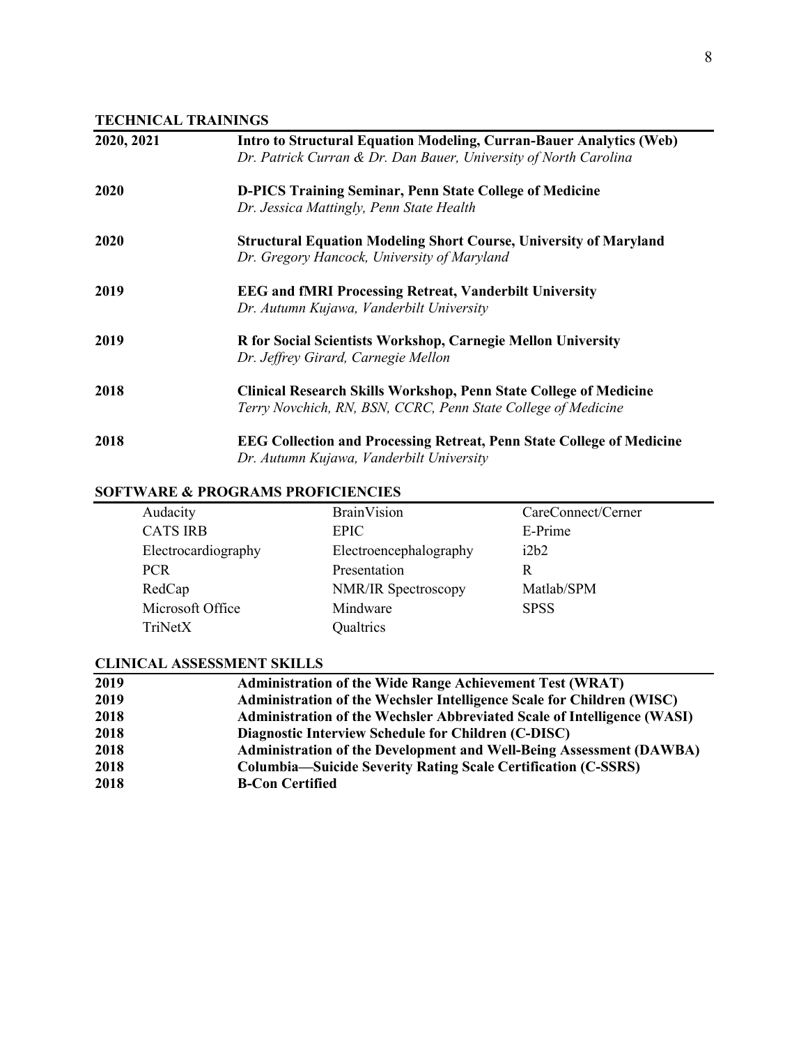## TECHNICAL TRAININGS

**2020, 2021** **Intro to Structural Equation Modeling, Curran-Bauer Analytics (Web)**
*Dr. Patrick Curran & Dr. Dan Bauer, University of North Carolina*

**2020** **D-PICS Training Seminar, Penn State College of Medicine**
*Dr. Jessica Mattingly, Penn State Health*

**2020** **Structural Equation Modeling Short Course, University of Maryland**
*Dr. Gregory Hancock, University of Maryland*

**2019** **EEG and fMRI Processing Retreat, Vanderbilt University**
*Dr. Autumn Kujawa, Vanderbilt University*

**2019** **R for Social Scientists Workshop, Carnegie Mellon University**
*Dr. Jeffrey Girard, Carnegie Mellon*

**2018** **Clinical Research Skills Workshop, Penn State College of Medicine**
*Terry Novchich, RN, BSN, CCRC, Penn State College of Medicine*

**2018** **EEG Collection and Processing Retreat, Penn State College of Medicine**
*Dr. Autumn Kujawa, Vanderbilt University*

## SOFTWARE & PROGRAMS PROFICIENCIES

| | | |
|---|---|---|
| Audacity | BrainVision | CareConnect/Cerner |
| CATS IRB | EPIC | E-Prime |
| Electrocardiography | Electroencephalography | i2b2 |
| PCR | Presentation | R |
| RedCap | NMR/IR Spectroscopy | Matlab/SPM |
| Microsoft Office | Mindware | SPSS |
| TriNetX | Qualtrics | |

## CLINICAL ASSESSMENT SKILLS

**2019** **Administration of the Wide Range Achievement Test (WRAT)**
**2019** **Administration of the Wechsler Intelligence Scale for Children (WISC)**
**2018** **Administration of the Wechsler Abbreviated Scale of Intelligence (WASI)**
**2018** **Diagnostic Interview Schedule for Children (C-DISC)**
**2018** **Administration of the Development and Well-Being Assessment (DAWBA)**
**2018** **Columbia—Suicide Severity Rating Scale Certification (C-SSRS)**
**2018** **B-Con Certified**